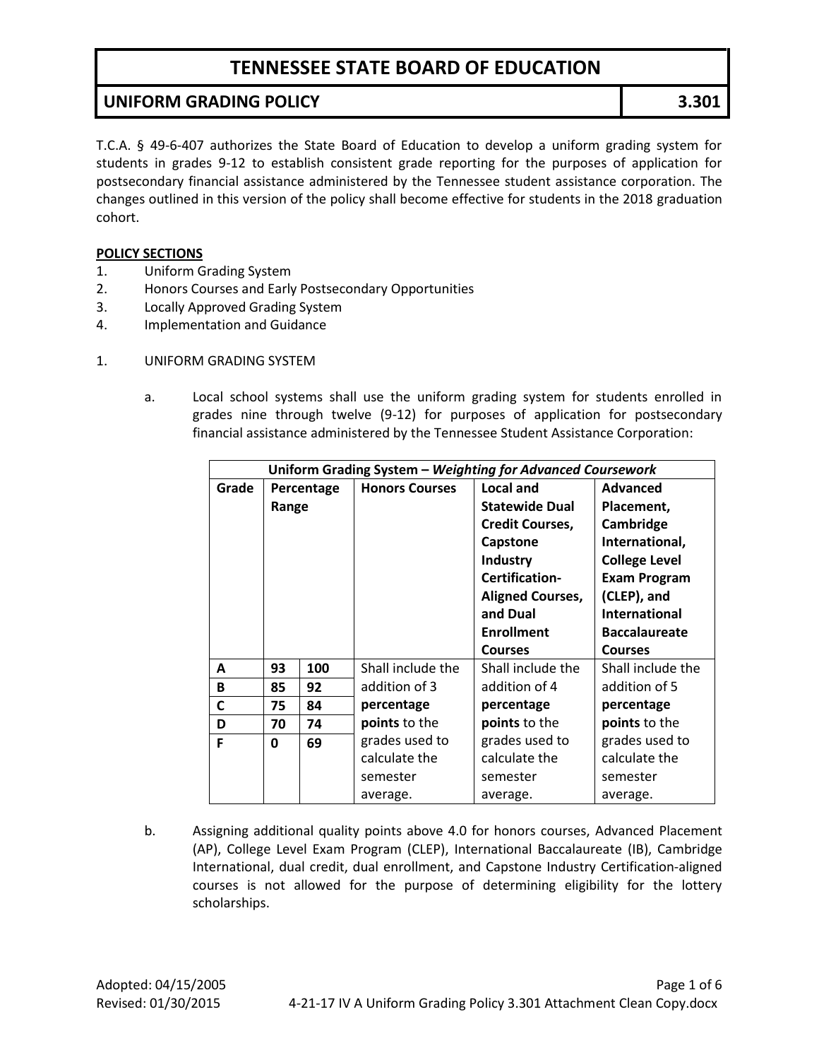# TENNESSEE STATE BOARD OF EDUCATION

## UNIFORM GRADING POLICY 3.301

T.C.A. § 49-6-407 authorizes the State Board of Education to develop a uniform grading system for students in grades 9-12 to establish consistent grade reporting for the purposes of application for postsecondary financial assistance administered by the Tennessee student assistance corporation. The changes outlined in this version of the policy shall become effective for students in the 2018 graduation cohort.

**POLICY SECTIONS**

1. Uniform Grading System
2. Honors Courses and Early Postsecondary Opportunities
3. Locally Approved Grading System
4. Implementation and Guidance

1. UNIFORM GRADING SYSTEM

   a. Local school systems shall use the uniform grading system for students enrolled in grades nine through twelve (9-12) for purposes of application for postsecondary financial assistance administered by the Tennessee Student Assistance Corporation:

| **Uniform Grading System – *Weighting for Advanced Coursework*** | | | | | |
|---|---|---|---|---|---|
| **Grade** | **Percentage Range** | | **Honors Courses** | **Local and Statewide Dual Credit Courses, Capstone Industry Certification-Aligned Courses, and Dual Enrollment Courses** | **Advanced Placement, Cambridge International, College Level Exam Program (CLEP), and International Baccalaureate Courses** |
| **A** | **93** | **100** | Shall include the addition of 3 **percentage points** to the grades used to calculate the semester average. | Shall include the addition of 4 **percentage points** to the grades used to calculate the semester average. | Shall include the addition of 5 **percentage points** to the grades used to calculate the semester average. |
| **B** | **85** | **92** | | | |
| **C** | **75** | **84** | | | |
| **D** | **70** | **74** | | | |
| **F** | **0** | **69** | | | |

   b. Assigning additional quality points above 4.0 for honors courses, Advanced Placement (AP), College Level Exam Program (CLEP), International Baccalaureate (IB), Cambridge International, dual credit, dual enrollment, and Capstone Industry Certification-aligned courses is not allowed for the purpose of determining eligibility for the lottery scholarships.

Adopted: 04/15/2005
Revised: 01/30/2015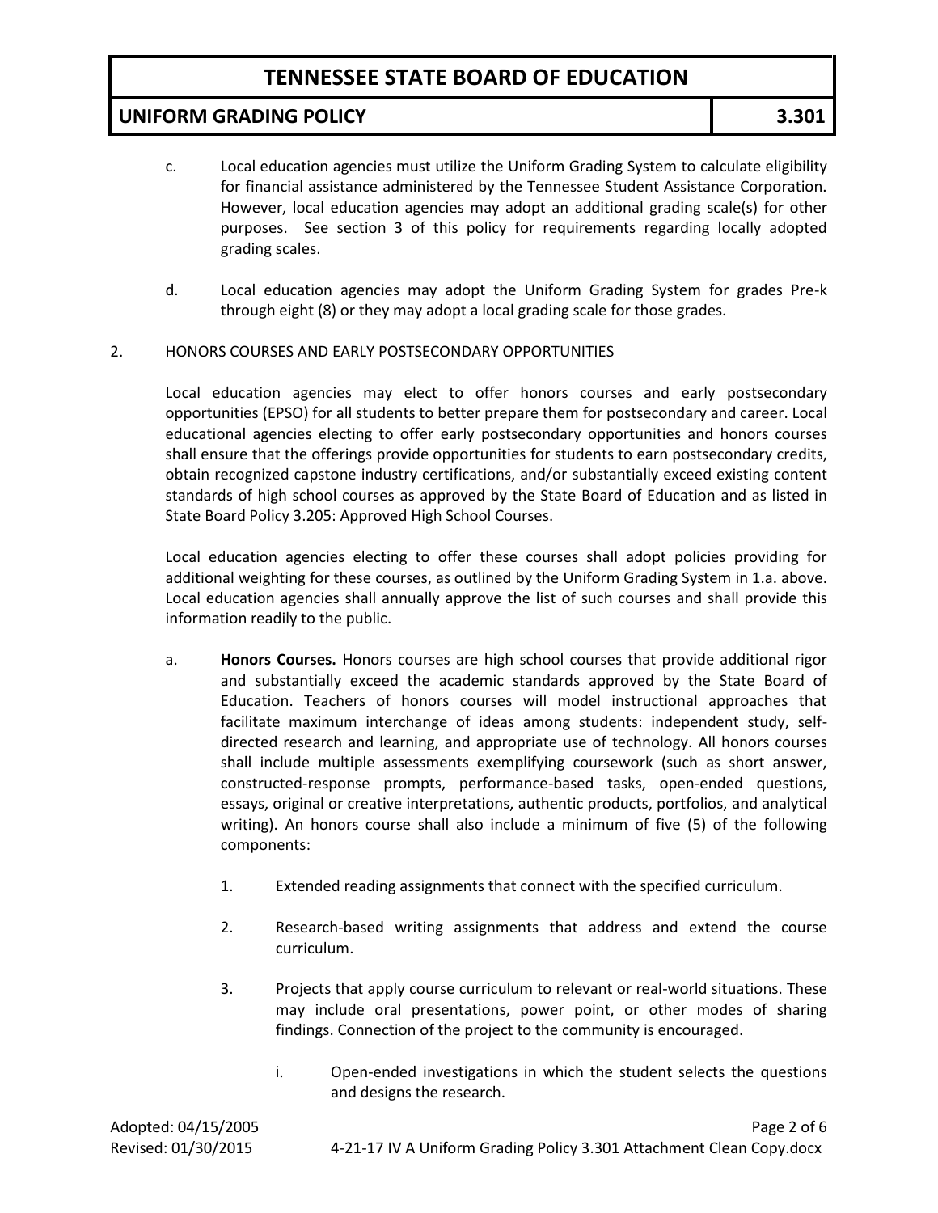c. Local education agencies must utilize the Uniform Grading System to calculate eligibility for financial assistance administered by the Tennessee Student Assistance Corporation. However, local education agencies may adopt an additional grading scale(s) for other purposes. See section 3 of this policy for requirements regarding locally adopted grading scales.

d. Local education agencies may adopt the Uniform Grading System for grades Pre-k through eight (8) or they may adopt a local grading scale for those grades.

2. HONORS COURSES AND EARLY POSTSECONDARY OPPORTUNITIES

Local education agencies may elect to offer honors courses and early postsecondary opportunities (EPSO) for all students to better prepare them for postsecondary and career. Local educational agencies electing to offer early postsecondary opportunities and honors courses shall ensure that the offerings provide opportunities for students to earn postsecondary credits, obtain recognized capstone industry certifications, and/or substantially exceed existing content standards of high school courses as approved by the State Board of Education and as listed in State Board Policy 3.205: Approved High School Courses.

Local education agencies electing to offer these courses shall adopt policies providing for additional weighting for these courses, as outlined by the Uniform Grading System in 1.a. above. Local education agencies shall annually approve the list of such courses and shall provide this information readily to the public.

a. **Honors Courses.** Honors courses are high school courses that provide additional rigor and substantially exceed the academic standards approved by the State Board of Education. Teachers of honors courses will model instructional approaches that facilitate maximum interchange of ideas among students: independent study, self-directed research and learning, and appropriate use of technology. All honors courses shall include multiple assessments exemplifying coursework (such as short answer, constructed-response prompts, performance-based tasks, open-ended questions, essays, original or creative interpretations, authentic products, portfolios, and analytical writing). An honors course shall also include a minimum of five (5) of the following components:

   1. Extended reading assignments that connect with the specified curriculum.

   2. Research-based writing assignments that address and extend the course curriculum.

   3. Projects that apply course curriculum to relevant or real-world situations. These may include oral presentations, power point, or other modes of sharing findings. Connection of the project to the community is encouraged.

      i. Open-ended investigations in which the student selects the questions and designs the research.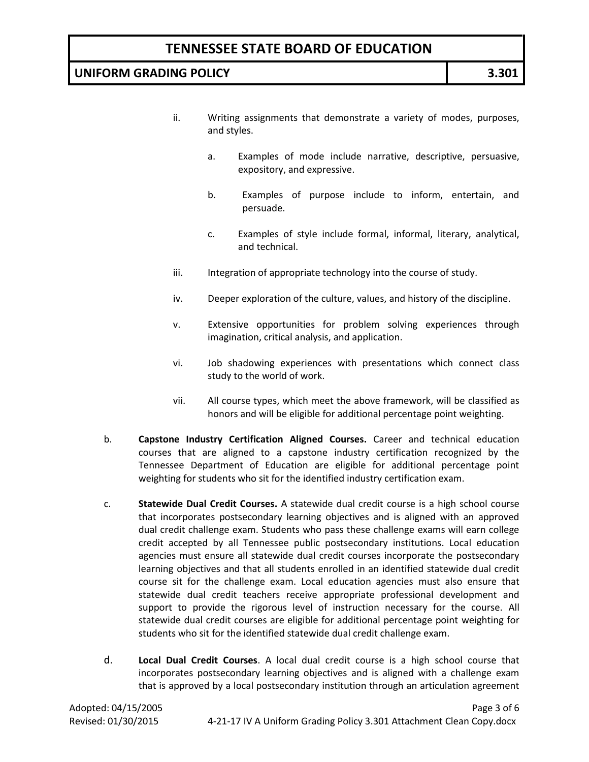ii. Writing assignments that demonstrate a variety of modes, purposes, and styles.

   a. Examples of mode include narrative, descriptive, persuasive, expository, and expressive.

   b. Examples of purpose include to inform, entertain, and persuade.

   c. Examples of style include formal, informal, literary, analytical, and technical.

iii. Integration of appropriate technology into the course of study.

iv. Deeper exploration of the culture, values, and history of the discipline.

v. Extensive opportunities for problem solving experiences through imagination, critical analysis, and application.

vi. Job shadowing experiences with presentations which connect class study to the world of work.

vii. All course types, which meet the above framework, will be classified as honors and will be eligible for additional percentage point weighting.

b. **Capstone Industry Certification Aligned Courses.** Career and technical education courses that are aligned to a capstone industry certification recognized by the Tennessee Department of Education are eligible for additional percentage point weighting for students who sit for the identified industry certification exam.

c. **Statewide Dual Credit Courses.** A statewide dual credit course is a high school course that incorporates postsecondary learning objectives and is aligned with an approved dual credit challenge exam. Students who pass these challenge exams will earn college credit accepted by all Tennessee public postsecondary institutions. Local education agencies must ensure all statewide dual credit courses incorporate the postsecondary learning objectives and that all students enrolled in an identified statewide dual credit course sit for the challenge exam. Local education agencies must also ensure that statewide dual credit teachers receive appropriate professional development and support to provide the rigorous level of instruction necessary for the course. All statewide dual credit courses are eligible for additional percentage point weighting for students who sit for the identified statewide dual credit challenge exam.

d. **Local Dual Credit Courses**. A local dual credit course is a high school course that incorporates postsecondary learning objectives and is aligned with a challenge exam that is approved by a local postsecondary institution through an articulation agreement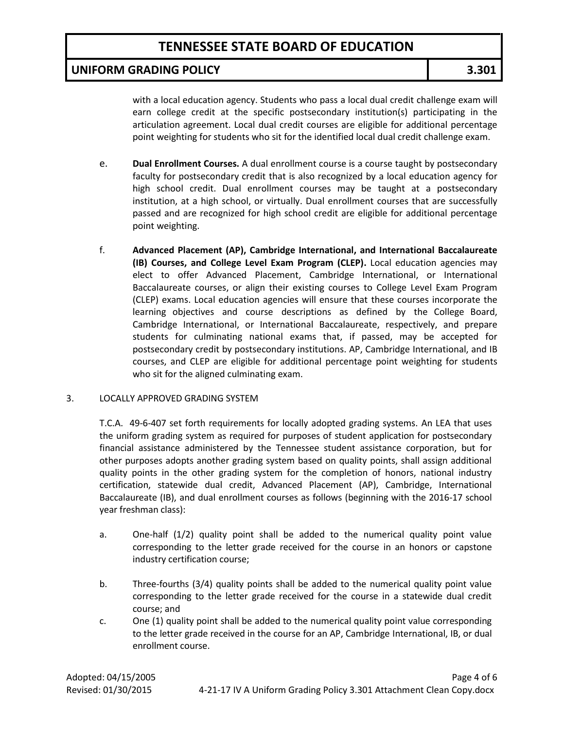with a local education agency. Students who pass a local dual credit challenge exam will earn college credit at the specific postsecondary institution(s) participating in the articulation agreement. Local dual credit courses are eligible for additional percentage point weighting for students who sit for the identified local dual credit challenge exam.

e. **Dual Enrollment Courses.** A dual enrollment course is a course taught by postsecondary faculty for postsecondary credit that is also recognized by a local education agency for high school credit. Dual enrollment courses may be taught at a postsecondary institution, at a high school, or virtually. Dual enrollment courses that are successfully passed and are recognized for high school credit are eligible for additional percentage point weighting.

f. **Advanced Placement (AP), Cambridge International, and International Baccalaureate (IB) Courses, and College Level Exam Program (CLEP).** Local education agencies may elect to offer Advanced Placement, Cambridge International, or International Baccalaureate courses, or align their existing courses to College Level Exam Program (CLEP) exams. Local education agencies will ensure that these courses incorporate the learning objectives and course descriptions as defined by the College Board, Cambridge International, or International Baccalaureate, respectively, and prepare students for culminating national exams that, if passed, may be accepted for postsecondary credit by postsecondary institutions. AP, Cambridge International, and IB courses, and CLEP are eligible for additional percentage point weighting for students who sit for the aligned culminating exam.

3. LOCALLY APPROVED GRADING SYSTEM

T.C.A. 49-6-407 set forth requirements for locally adopted grading systems. An LEA that uses the uniform grading system as required for purposes of student application for postsecondary financial assistance administered by the Tennessee student assistance corporation, but for other purposes adopts another grading system based on quality points, shall assign additional quality points in the other grading system for the completion of honors, national industry certification, statewide dual credit, Advanced Placement (AP), Cambridge, International Baccalaureate (IB), and dual enrollment courses as follows (beginning with the 2016-17 school year freshman class):

a. One-half (1/2) quality point shall be added to the numerical quality point value corresponding to the letter grade received for the course in an honors or capstone industry certification course;

b. Three-fourths (3/4) quality points shall be added to the numerical quality point value corresponding to the letter grade received for the course in a statewide dual credit course; and

c. One (1) quality point shall be added to the numerical quality point value corresponding to the letter grade received in the course for an AP, Cambridge International, IB, or dual enrollment course.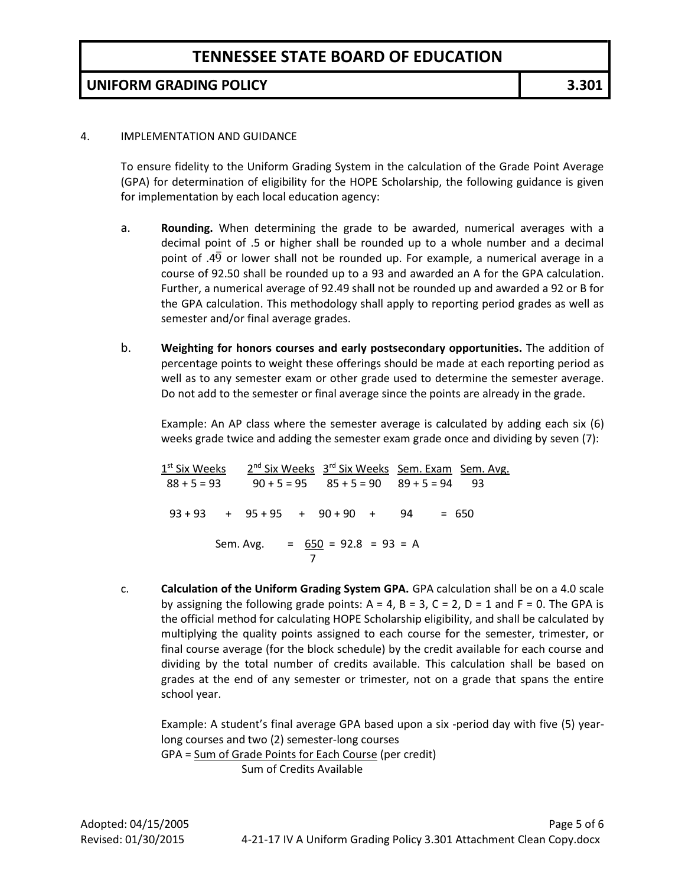4. IMPLEMENTATION AND GUIDANCE

To ensure fidelity to the Uniform Grading System in the calculation of the Grade Point Average (GPA) for determination of eligibility for the HOPE Scholarship, the following guidance is given for implementation by each local education agency:

a. **Rounding.** When determining the grade to be awarded, numerical averages with a decimal point of .5 or higher shall be rounded up to a whole number and a decimal point of $.4\overline{9}$ or lower shall not be rounded up. For example, a numerical average in a course of 92.50 shall be rounded up to a 93 and awarded an A for the GPA calculation. Further, a numerical average of 92.49 shall not be rounded up and awarded a 92 or B for the GPA calculation. This methodology shall apply to reporting period grades as well as semester and/or final average grades.

b. **Weighting for honors courses and early postsecondary opportunities.** The addition of percentage points to weight these offerings should be made at each reporting period as well as to any semester exam or other grade used to determine the semester average. Do not add to the semester or final average since the points are already in the grade.

Example: An AP class where the semester average is calculated by adding each six (6) weeks grade twice and adding the semester exam grade once and dividing by seven (7):

| 1st Six Weeks | 2nd Six Weeks | 3rd Six Weeks | Sem. Exam | Sem. Avg. |
|---|---|---|---|---|
| 88 + 5 = 93 | 90 + 5 = 95 | 85 + 5 = 90 | 89 + 5 = 94 | 93 |

$$93 + 93 \quad + \quad 95 + 95 \quad + \quad 90 + 90 \quad + \quad 94 \quad = 650$$

$$\text{Sem. Avg.} = \frac{650}{7} = 92.8 = 93 = A$$

c. **Calculation of the Uniform Grading System GPA.** GPA calculation shall be on a 4.0 scale by assigning the following grade points: A = 4, B = 3, C = 2, D = 1 and F = 0. The GPA is the official method for calculating HOPE Scholarship eligibility, and shall be calculated by multiplying the quality points assigned to each course for the semester, trimester, or final course average (for the block schedule) by the credit available for each course and dividing by the total number of credits available. This calculation shall be based on grades at the end of any semester or trimester, not on a grade that spans the entire school year.

Example: A student's final average GPA based upon a six -period day with five (5) year-long courses and two (2) semester-long courses

$$\text{GPA} = \frac{\text{Sum of Grade Points for Each Course (per credit)}}{\text{Sum of Credits Available}}$$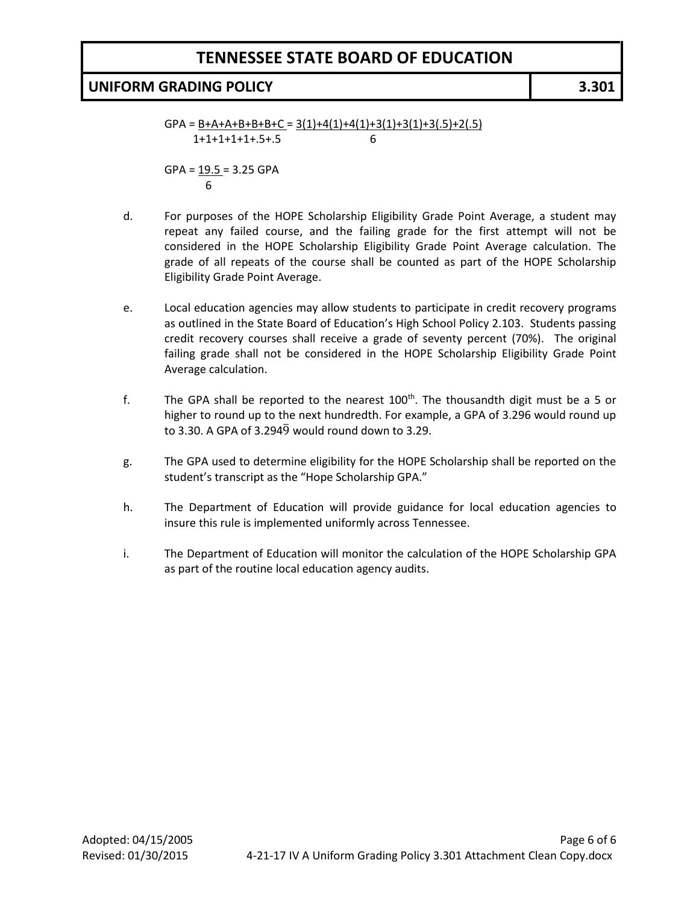$$GPA = \frac{B+A+A+B+B+B+C}{1+1+1+1+1+.5+.5} = \frac{3(1)+4(1)+4(1)+3(1)+3(1)+3(.5)+2(.5)}{6}$$

$$GPA = \frac{19.5}{6} = 3.25 \text{ GPA}$$

d. For purposes of the HOPE Scholarship Eligibility Grade Point Average, a student may repeat any failed course, and the failing grade for the first attempt will not be considered in the HOPE Scholarship Eligibility Grade Point Average calculation. The grade of all repeats of the course shall be counted as part of the HOPE Scholarship Eligibility Grade Point Average.

e. Local education agencies may allow students to participate in credit recovery programs as outlined in the State Board of Education's High School Policy 2.103. Students passing credit recovery courses shall receive a grade of seventy percent (70%). The original failing grade shall not be considered in the HOPE Scholarship Eligibility Grade Point Average calculation.

f. The GPA shall be reported to the nearest $100^{th}$. The thousandth digit must be a 5 or higher to round up to the next hundredth. For example, a GPA of 3.296 would round up to 3.30. A GPA of $3.294\overline{9}$ would round down to 3.29.

g. The GPA used to determine eligibility for the HOPE Scholarship shall be reported on the student's transcript as the "Hope Scholarship GPA."

h. The Department of Education will provide guidance for local education agencies to insure this rule is implemented uniformly across Tennessee.

i. The Department of Education will monitor the calculation of the HOPE Scholarship GPA as part of the routine local education agency audits.